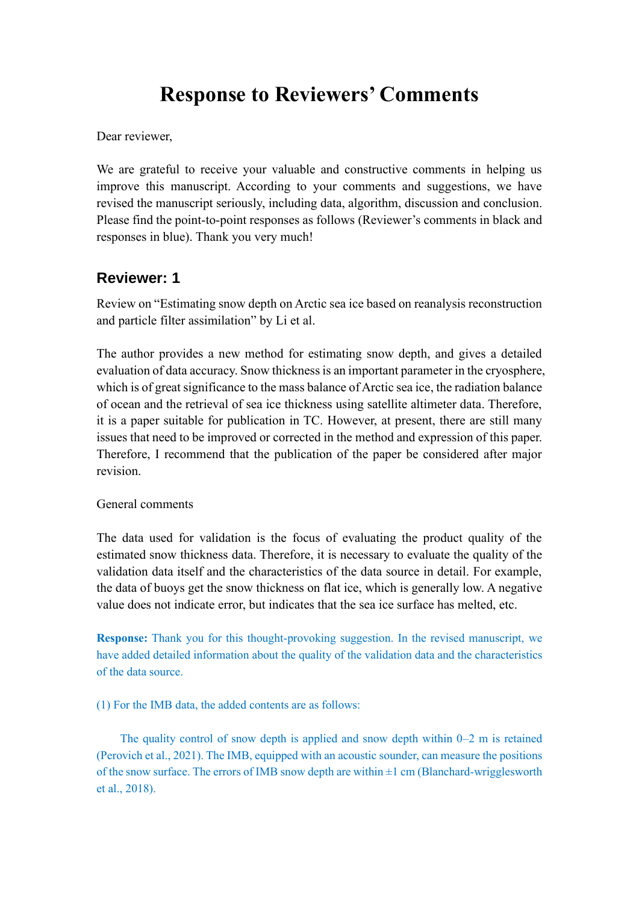# Response to Reviewers' Comments

Dear reviewer,

We are grateful to receive your valuable and constructive comments in helping us improve this manuscript. According to your comments and suggestions, we have revised the manuscript seriously, including data, algorithm, discussion and conclusion. Please find the point-to-point responses as follows (Reviewer's comments in black and responses in blue). Thank you very much!

## Reviewer: 1

Review on "Estimating snow depth on Arctic sea ice based on reanalysis reconstruction and particle filter assimilation" by Li et al.

The author provides a new method for estimating snow depth, and gives a detailed evaluation of data accuracy. Snow thickness is an important parameter in the cryosphere, which is of great significance to the mass balance of Arctic sea ice, the radiation balance of ocean and the retrieval of sea ice thickness using satellite altimeter data. Therefore, it is a paper suitable for publication in TC. However, at present, there are still many issues that need to be improved or corrected in the method and expression of this paper. Therefore, I recommend that the publication of the paper be considered after major revision.

General comments

The data used for validation is the focus of evaluating the product quality of the estimated snow thickness data. Therefore, it is necessary to evaluate the quality of the validation data itself and the characteristics of the data source in detail. For example, the data of buoys get the snow thickness on flat ice, which is generally low. A negative value does not indicate error, but indicates that the sea ice surface has melted, etc.

**Response:** Thank you for this thought-provoking suggestion. In the revised manuscript, we have added detailed information about the quality of the validation data and the characteristics of the data source.

(1) For the IMB data, the added contents are as follows:

The quality control of snow depth is applied and snow depth within 0–2 m is retained (Perovich et al., 2021). The IMB, equipped with an acoustic sounder, can measure the positions of the snow surface. The errors of IMB snow depth are within ±1 cm (Blanchard-wrigglesworth et al., 2018).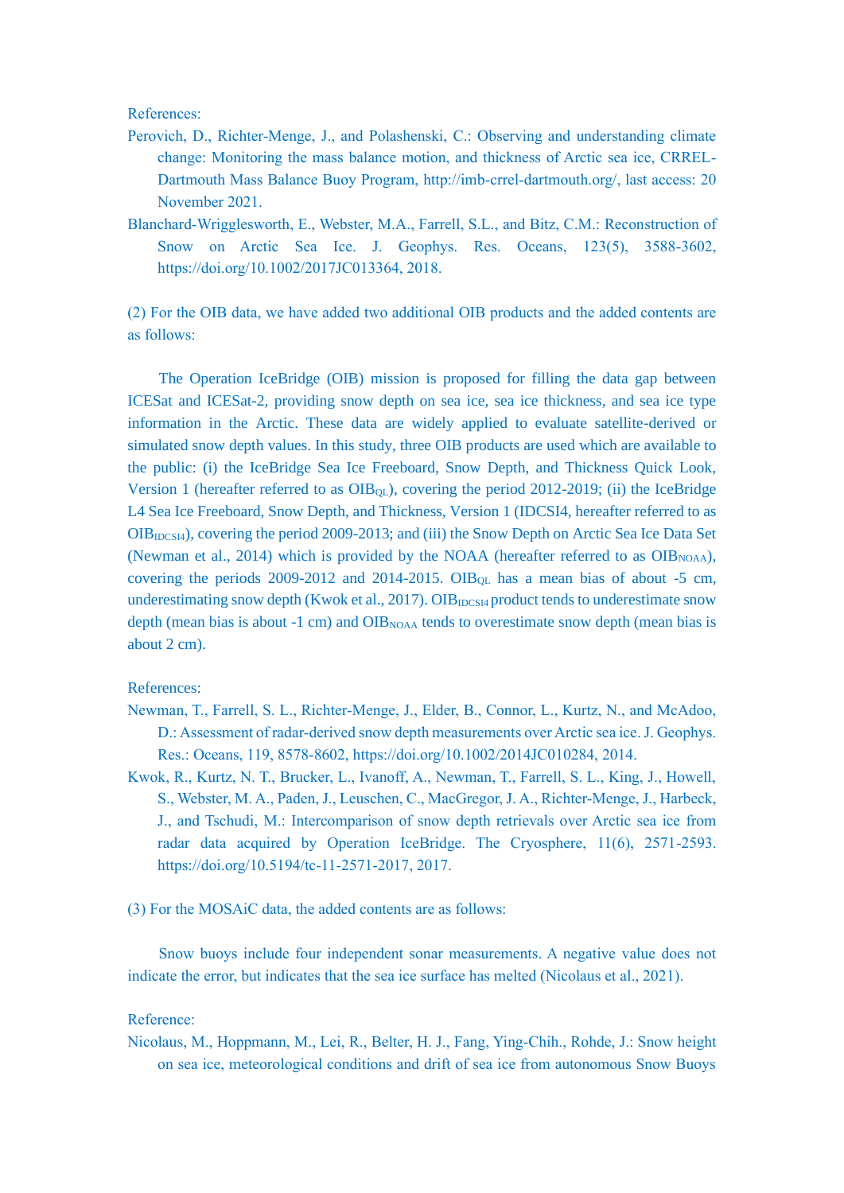References:

Perovich, D., Richter-Menge, J., and Polashenski, C.: Observing and understanding climate change: Monitoring the mass balance motion, and thickness of Arctic sea ice, CRREL-Dartmouth Mass Balance Buoy Program, http://imb-crrel-dartmouth.org/, last access: 20 November 2021.

Blanchard-Wrigglesworth, E., Webster, M.A., Farrell, S.L., and Bitz, C.M.: Reconstruction of Snow on Arctic Sea Ice. J. Geophys. Res. Oceans, 123(5), 3588-3602, https://doi.org/10.1002/2017JC013364, 2018.

(2) For the OIB data, we have added two additional OIB products and the added contents are as follows:

The Operation IceBridge (OIB) mission is proposed for filling the data gap between ICESat and ICESat-2, providing snow depth on sea ice, sea ice thickness, and sea ice type information in the Arctic. These data are widely applied to evaluate satellite-derived or simulated snow depth values. In this study, three OIB products are used which are available to the public: (i) the IceBridge Sea Ice Freeboard, Snow Depth, and Thickness Quick Look, Version 1 (hereafter referred to as $OIB_{QL}$), covering the period 2012-2019; (ii) the IceBridge L4 Sea Ice Freeboard, Snow Depth, and Thickness, Version 1 (IDCSI4, hereafter referred to as $OIB_{IDCSI4}$), covering the period 2009-2013; and (iii) the Snow Depth on Arctic Sea Ice Data Set (Newman et al., 2014) which is provided by the NOAA (hereafter referred to as $OIB_{NOAA}$), covering the periods 2009-2012 and 2014-2015. $OIB_{QL}$ has a mean bias of about -5 cm, underestimating snow depth (Kwok et al., 2017). $OIB_{IDCSI4}$ product tends to underestimate snow depth (mean bias is about -1 cm) and $OIB_{NOAA}$ tends to overestimate snow depth (mean bias is about 2 cm).

References:

Newman, T., Farrell, S. L., Richter-Menge, J., Elder, B., Connor, L., Kurtz, N., and McAdoo, D.: Assessment of radar-derived snow depth measurements over Arctic sea ice. J. Geophys. Res.: Oceans, 119, 8578-8602, https://doi.org/10.1002/2014JC010284, 2014.

Kwok, R., Kurtz, N. T., Brucker, L., Ivanoff, A., Newman, T., Farrell, S. L., King, J., Howell, S., Webster, M. A., Paden, J., Leuschen, C., MacGregor, J. A., Richter-Menge, J., Harbeck, J., and Tschudi, M.: Intercomparison of snow depth retrievals over Arctic sea ice from radar data acquired by Operation IceBridge. The Cryosphere, 11(6), 2571-2593. https://doi.org/10.5194/tc-11-2571-2017, 2017.

(3) For the MOSAiC data, the added contents are as follows:

Snow buoys include four independent sonar measurements. A negative value does not indicate the error, but indicates that the sea ice surface has melted (Nicolaus et al., 2021).

Reference:

Nicolaus, M., Hoppmann, M., Lei, R., Belter, H. J., Fang, Ying-Chih., Rohde, J.: Snow height on sea ice, meteorological conditions and drift of sea ice from autonomous Snow Buoys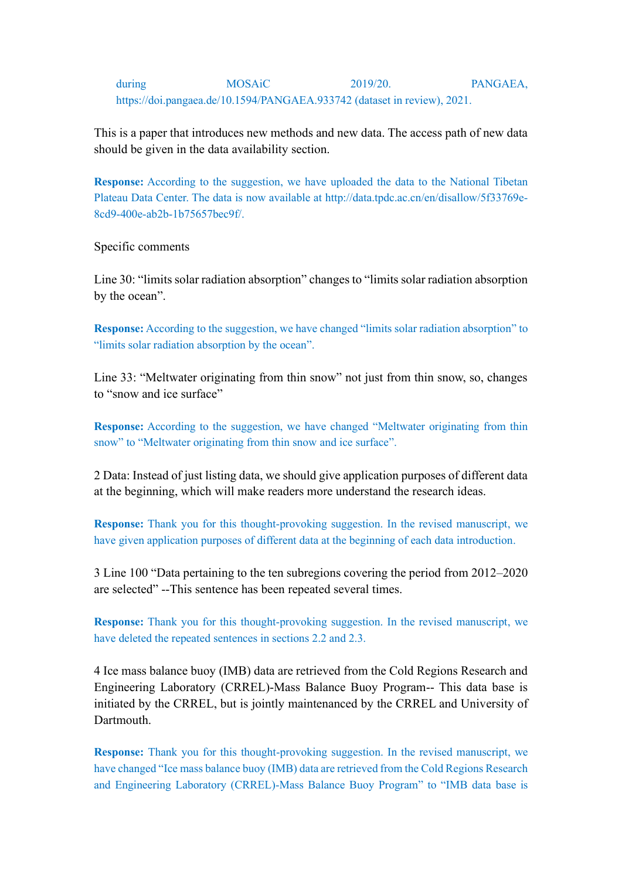during MOSAiC 2019/20. PANGAEA, https://doi.pangaea.de/10.1594/PANGAEA.933742 (dataset in review), 2021.

This is a paper that introduces new methods and new data. The access path of new data should be given in the data availability section.

**Response:** According to the suggestion, we have uploaded the data to the National Tibetan Plateau Data Center. The data is now available at http://data.tpdc.ac.cn/en/disallow/5f33769e-8cd9-400e-ab2b-1b75657bec9f/.

Specific comments

Line 30: "limits solar radiation absorption" changes to "limits solar radiation absorption by the ocean".

**Response:** According to the suggestion, we have changed "limits solar radiation absorption" to "limits solar radiation absorption by the ocean".

Line 33: "Meltwater originating from thin snow" not just from thin snow, so, changes to "snow and ice surface"

**Response:** According to the suggestion, we have changed "Meltwater originating from thin snow" to "Meltwater originating from thin snow and ice surface".

2 Data: Instead of just listing data, we should give application purposes of different data at the beginning, which will make readers more understand the research ideas.

**Response:** Thank you for this thought-provoking suggestion. In the revised manuscript, we have given application purposes of different data at the beginning of each data introduction.

3 Line 100 "Data pertaining to the ten subregions covering the period from 2012–2020 are selected" --This sentence has been repeated several times.

**Response:** Thank you for this thought-provoking suggestion. In the revised manuscript, we have deleted the repeated sentences in sections 2.2 and 2.3.

4 Ice mass balance buoy (IMB) data are retrieved from the Cold Regions Research and Engineering Laboratory (CRREL)-Mass Balance Buoy Program-- This data base is initiated by the CRREL, but is jointly maintenanced by the CRREL and University of Dartmouth.

**Response:** Thank you for this thought-provoking suggestion. In the revised manuscript, we have changed "Ice mass balance buoy (IMB) data are retrieved from the Cold Regions Research and Engineering Laboratory (CRREL)-Mass Balance Buoy Program" to "IMB data base is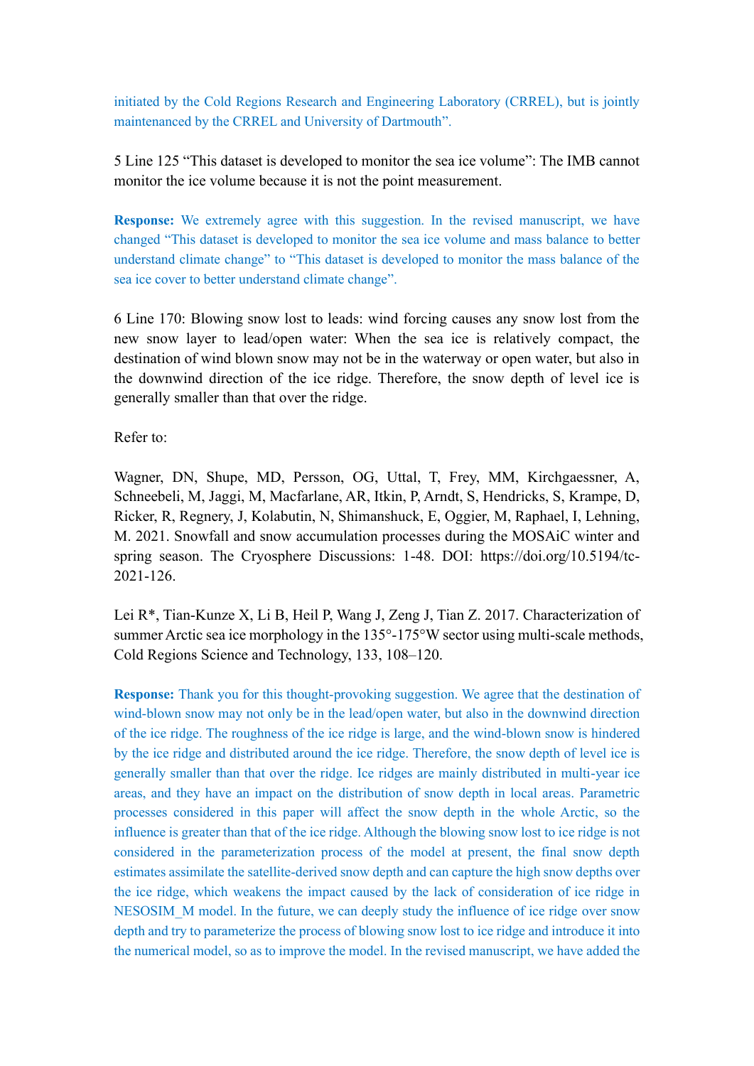initiated by the Cold Regions Research and Engineering Laboratory (CRREL), but is jointly maintenanced by the CRREL and University of Dartmouth".

5 Line 125 "This dataset is developed to monitor the sea ice volume": The IMB cannot monitor the ice volume because it is not the point measurement.

**Response:** We extremely agree with this suggestion. In the revised manuscript, we have changed "This dataset is developed to monitor the sea ice volume and mass balance to better understand climate change" to "This dataset is developed to monitor the mass balance of the sea ice cover to better understand climate change".

6 Line 170: Blowing snow lost to leads: wind forcing causes any snow lost from the new snow layer to lead/open water: When the sea ice is relatively compact, the destination of wind blown snow may not be in the waterway or open water, but also in the downwind direction of the ice ridge. Therefore, the snow depth of level ice is generally smaller than that over the ridge.

Refer to:

Wagner, DN, Shupe, MD, Persson, OG, Uttal, T, Frey, MM, Kirchgaessner, A, Schneebeli, M, Jaggi, M, Macfarlane, AR, Itkin, P, Arndt, S, Hendricks, S, Krampe, D, Ricker, R, Regnery, J, Kolabutin, N, Shimanshuck, E, Oggier, M, Raphael, I, Lehning, M. 2021. Snowfall and snow accumulation processes during the MOSAiC winter and spring season. The Cryosphere Discussions: 1-48. DOI: https://doi.org/10.5194/tc-2021-126.

Lei R*, Tian-Kunze X, Li B, Heil P, Wang J, Zeng J, Tian Z. 2017. Characterization of summer Arctic sea ice morphology in the 135°-175°W sector using multi-scale methods, Cold Regions Science and Technology, 133, 108–120.

**Response:** Thank you for this thought-provoking suggestion. We agree that the destination of wind-blown snow may not only be in the lead/open water, but also in the downwind direction of the ice ridge. The roughness of the ice ridge is large, and the wind-blown snow is hindered by the ice ridge and distributed around the ice ridge. Therefore, the snow depth of level ice is generally smaller than that over the ridge. Ice ridges are mainly distributed in multi-year ice areas, and they have an impact on the distribution of snow depth in local areas. Parametric processes considered in this paper will affect the snow depth in the whole Arctic, so the influence is greater than that of the ice ridge. Although the blowing snow lost to ice ridge is not considered in the parameterization process of the model at present, the final snow depth estimates assimilate the satellite-derived snow depth and can capture the high snow depths over the ice ridge, which weakens the impact caused by the lack of consideration of ice ridge in NESOSIM_M model. In the future, we can deeply study the influence of ice ridge over snow depth and try to parameterize the process of blowing snow lost to ice ridge and introduce it into the numerical model, so as to improve the model. In the revised manuscript, we have added the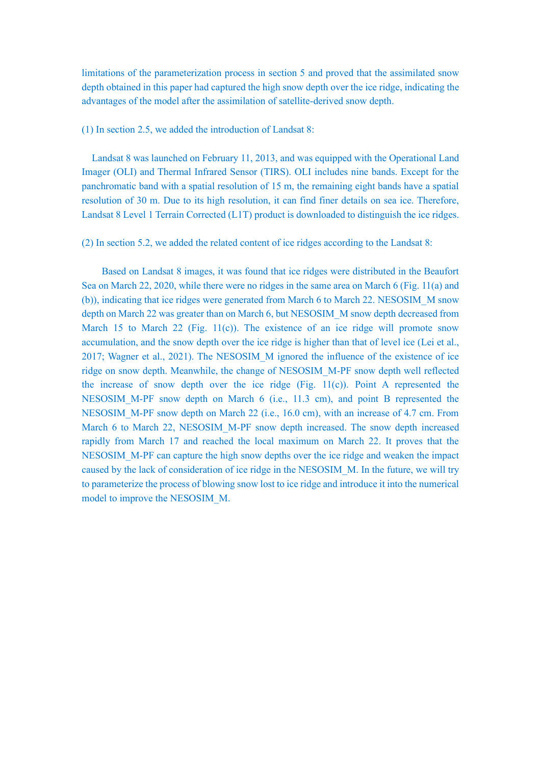limitations of the parameterization process in section 5 and proved that the assimilated snow depth obtained in this paper had captured the high snow depth over the ice ridge, indicating the advantages of the model after the assimilation of satellite-derived snow depth.

(1) In section 2.5, we added the introduction of Landsat 8:

Landsat 8 was launched on February 11, 2013, and was equipped with the Operational Land Imager (OLI) and Thermal Infrared Sensor (TIRS). OLI includes nine bands. Except for the panchromatic band with a spatial resolution of 15 m, the remaining eight bands have a spatial resolution of 30 m. Due to its high resolution, it can find finer details on sea ice. Therefore, Landsat 8 Level 1 Terrain Corrected (L1T) product is downloaded to distinguish the ice ridges.

(2) In section 5.2, we added the related content of ice ridges according to the Landsat 8:

Based on Landsat 8 images, it was found that ice ridges were distributed in the Beaufort Sea on March 22, 2020, while there were no ridges in the same area on March 6 (Fig. 11(a) and (b)), indicating that ice ridges were generated from March 6 to March 22. NESOSIM_M snow depth on March 22 was greater than on March 6, but NESOSIM_M snow depth decreased from March 15 to March 22 (Fig. 11(c)). The existence of an ice ridge will promote snow accumulation, and the snow depth over the ice ridge is higher than that of level ice (Lei et al., 2017; Wagner et al., 2021). The NESOSIM_M ignored the influence of the existence of ice ridge on snow depth. Meanwhile, the change of NESOSIM_M-PF snow depth well reflected the increase of snow depth over the ice ridge (Fig. 11(c)). Point A represented the NESOSIM_M-PF snow depth on March 6 (i.e., 11.3 cm), and point B represented the NESOSIM_M-PF snow depth on March 22 (i.e., 16.0 cm), with an increase of 4.7 cm. From March 6 to March 22, NESOSIM_M-PF snow depth increased. The snow depth increased rapidly from March 17 and reached the local maximum on March 22. It proves that the NESOSIM_M-PF can capture the high snow depths over the ice ridge and weaken the impact caused by the lack of consideration of ice ridge in the NESOSIM_M. In the future, we will try to parameterize the process of blowing snow lost to ice ridge and introduce it into the numerical model to improve the NESOSIM_M.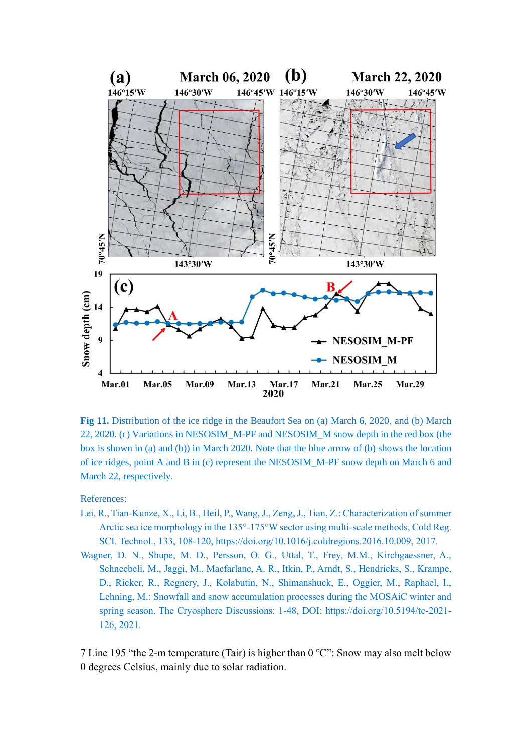**Fig 11.** Distribution of the ice ridge in the Beaufort Sea on (a) March 6, 2020, and (b) March 22, 2020. (c) Variations in NESOSIM_M-PF and NESOSIM_M snow depth in the red box (the box is shown in (a) and (b)) in March 2020. Note that the blue arrow of (b) shows the location of ice ridges, point A and B in (c) represent the NESOSIM_M-PF snow depth on March 6 and March 22, respectively.

References:

Lei, R., Tian-Kunze, X., Li, B., Heil, P., Wang, J., Zeng, J., Tian, Z.: Characterization of summer Arctic sea ice morphology in the 135°-175°W sector using multi-scale methods, Cold Reg. SCI. Technol., 133, 108-120, https://doi.org/10.1016/j.coldregions.2016.10.009, 2017.

Wagner, D. N., Shupe, M. D., Persson, O. G., Uttal, T., Frey, M.M., Kirchgaessner, A., Schneebeli, M., Jaggi, M., Macfarlane, A. R., Itkin, P., Arndt, S., Hendricks, S., Krampe, D., Ricker, R., Regnery, J., Kolabutin, N., Shimanshuck, E., Oggier, M., Raphael, I., Lehning, M.: Snowfall and snow accumulation processes during the MOSAiC winter and spring season. The Cryosphere Discussions: 1-48, DOI: https://doi.org/10.5194/tc-2021-126, 2021.

7 Line 195 "the 2-m temperature (Tair) is higher than 0 °C": Snow may also melt below 0 degrees Celsius, mainly due to solar radiation.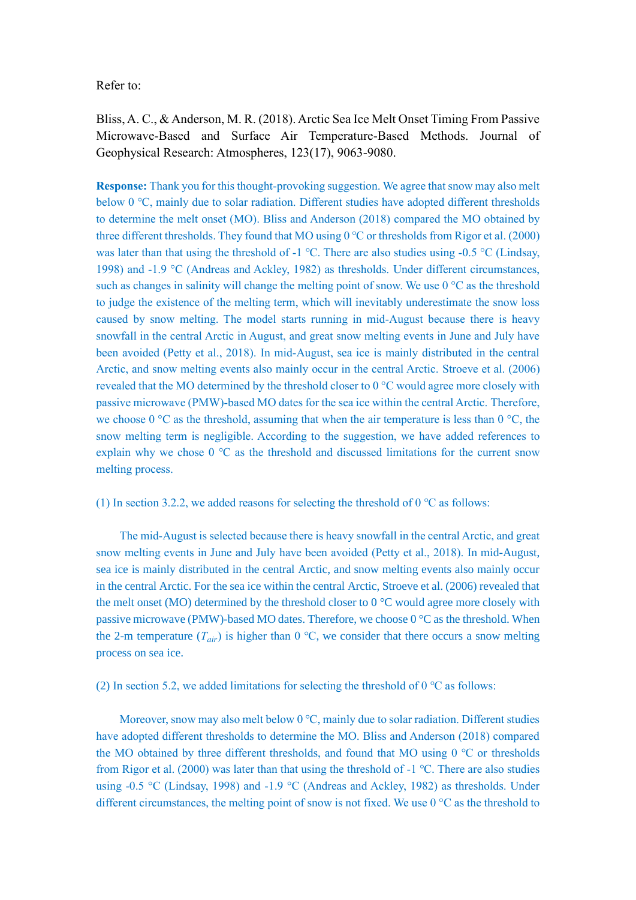Refer to:

Bliss, A. C., & Anderson, M. R. (2018). Arctic Sea Ice Melt Onset Timing From Passive Microwave-Based and Surface Air Temperature-Based Methods. Journal of Geophysical Research: Atmospheres, 123(17), 9063-9080.

**Response:** Thank you for this thought-provoking suggestion. We agree that snow may also melt below 0 °C, mainly due to solar radiation. Different studies have adopted different thresholds to determine the melt onset (MO). Bliss and Anderson (2018) compared the MO obtained by three different thresholds. They found that MO using 0 °C or thresholds from Rigor et al. (2000) was later than that using the threshold of -1 °C. There are also studies using -0.5 °C (Lindsay, 1998) and -1.9 °C (Andreas and Ackley, 1982) as thresholds. Under different circumstances, such as changes in salinity will change the melting point of snow. We use 0 °C as the threshold to judge the existence of the melting term, which will inevitably underestimate the snow loss caused by snow melting. The model starts running in mid-August because there is heavy snowfall in the central Arctic in August, and great snow melting events in June and July have been avoided (Petty et al., 2018). In mid-August, sea ice is mainly distributed in the central Arctic, and snow melting events also mainly occur in the central Arctic. Stroeve et al. (2006) revealed that the MO determined by the threshold closer to 0 °C would agree more closely with passive microwave (PMW)-based MO dates for the sea ice within the central Arctic. Therefore, we choose 0 °C as the threshold, assuming that when the air temperature is less than 0 °C, the snow melting term is negligible. According to the suggestion, we have added references to explain why we chose 0 °C as the threshold and discussed limitations for the current snow melting process.

(1) In section 3.2.2, we added reasons for selecting the threshold of 0 °C as follows:

The mid-August is selected because there is heavy snowfall in the central Arctic, and great snow melting events in June and July have been avoided (Petty et al., 2018). In mid-August, sea ice is mainly distributed in the central Arctic, and snow melting events also mainly occur in the central Arctic. For the sea ice within the central Arctic, Stroeve et al. (2006) revealed that the melt onset (MO) determined by the threshold closer to 0 °C would agree more closely with passive microwave (PMW)-based MO dates. Therefore, we choose 0 °C as the threshold. When the 2-m temperature ($T_{air}$) is higher than 0 °C, we consider that there occurs a snow melting process on sea ice.

(2) In section 5.2, we added limitations for selecting the threshold of 0 °C as follows:

Moreover, snow may also melt below 0 °C, mainly due to solar radiation. Different studies have adopted different thresholds to determine the MO. Bliss and Anderson (2018) compared the MO obtained by three different thresholds, and found that MO using 0 °C or thresholds from Rigor et al. (2000) was later than that using the threshold of -1 °C. There are also studies using -0.5 °C (Lindsay, 1998) and -1.9 °C (Andreas and Ackley, 1982) as thresholds. Under different circumstances, the melting point of snow is not fixed. We use 0 °C as the threshold to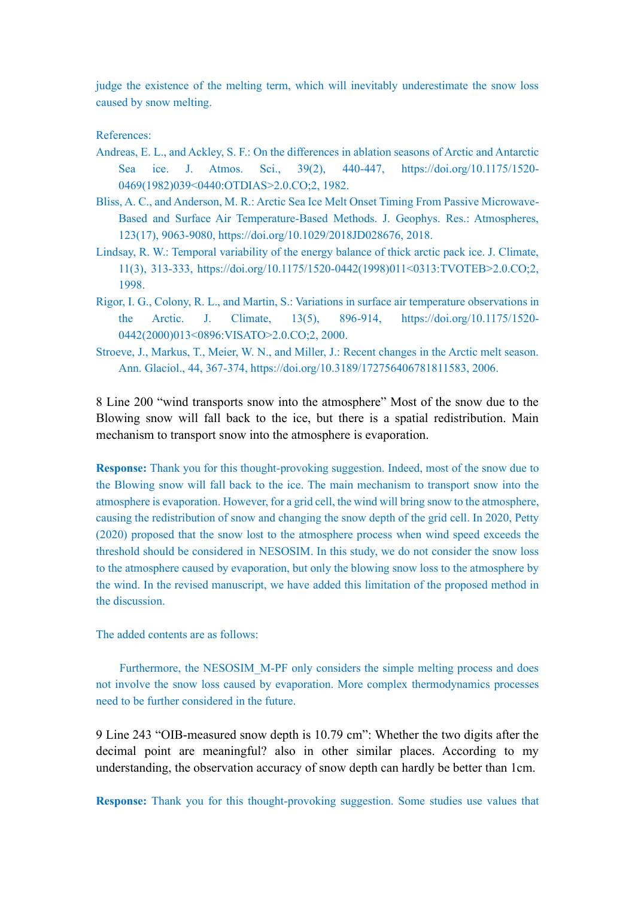judge the existence of the melting term, which will inevitably underestimate the snow loss caused by snow melting.

References:

Andreas, E. L., and Ackley, S. F.: On the differences in ablation seasons of Arctic and Antarctic Sea ice. J. Atmos. Sci., 39(2), 440-447, https://doi.org/10.1175/1520-0469(1982)039<0440:OTDIAS>2.0.CO;2, 1982.

Bliss, A. C., and Anderson, M. R.: Arctic Sea Ice Melt Onset Timing From Passive Microwave-Based and Surface Air Temperature-Based Methods. J. Geophys. Res.: Atmospheres, 123(17), 9063-9080, https://doi.org/10.1029/2018JD028676, 2018.

Lindsay, R. W.: Temporal variability of the energy balance of thick arctic pack ice. J. Climate, 11(3), 313-333, https://doi.org/10.1175/1520-0442(1998)011<0313:TVOTEB>2.0.CO;2, 1998.

Rigor, I. G., Colony, R. L., and Martin, S.: Variations in surface air temperature observations in the Arctic. J. Climate, 13(5), 896-914, https://doi.org/10.1175/1520-0442(2000)013<0896:VISATO>2.0.CO;2, 2000.

Stroeve, J., Markus, T., Meier, W. N., and Miller, J.: Recent changes in the Arctic melt season. Ann. Glaciol., 44, 367-374, https://doi.org/10.3189/172756406781811583, 2006.

8 Line 200 “wind transports snow into the atmosphere” Most of the snow due to the Blowing snow will fall back to the ice, but there is a spatial redistribution. Main mechanism to transport snow into the atmosphere is evaporation.

**Response:** Thank you for this thought-provoking suggestion. Indeed, most of the snow due to the Blowing snow will fall back to the ice. The main mechanism to transport snow into the atmosphere is evaporation. However, for a grid cell, the wind will bring snow to the atmosphere, causing the redistribution of snow and changing the snow depth of the grid cell. In 2020, Petty (2020) proposed that the snow lost to the atmosphere process when wind speed exceeds the threshold should be considered in NESOSIM. In this study, we do not consider the snow loss to the atmosphere caused by evaporation, but only the blowing snow loss to the atmosphere by the wind. In the revised manuscript, we have added this limitation of the proposed method in the discussion.

The added contents are as follows:

Furthermore, the NESOSIM_M-PF only considers the simple melting process and does not involve the snow loss caused by evaporation. More complex thermodynamics processes need to be further considered in the future.

9 Line 243 “OIB-measured snow depth is 10.79 cm”: Whether the two digits after the decimal point are meaningful? also in other similar places. According to my understanding, the observation accuracy of snow depth can hardly be better than 1cm.

**Response:** Thank you for this thought-provoking suggestion. Some studies use values that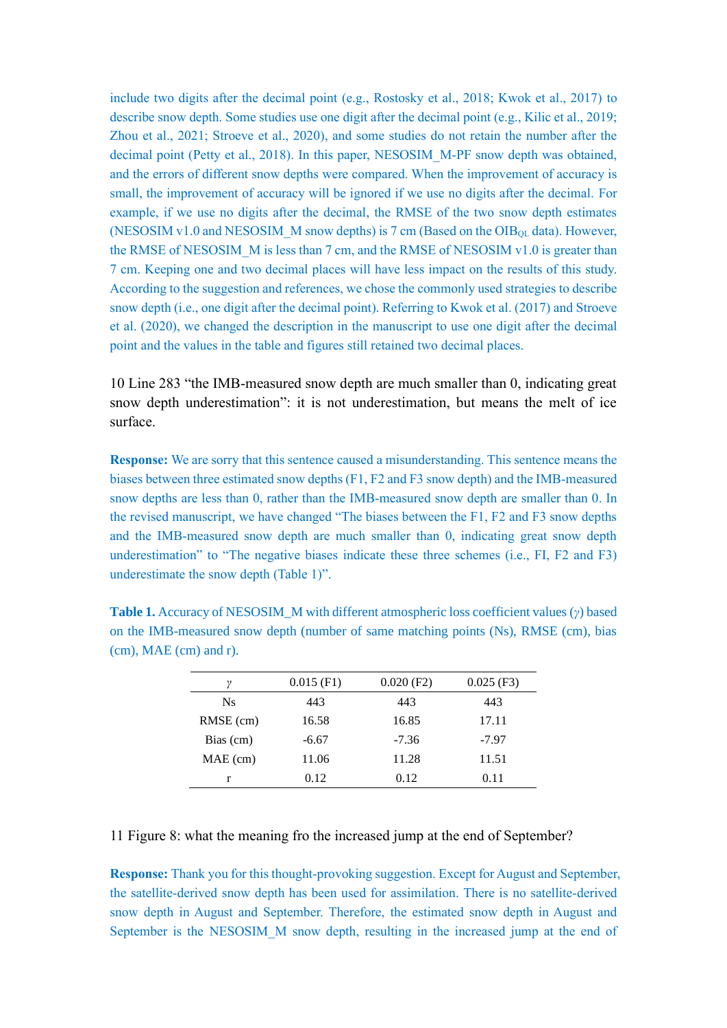include two digits after the decimal point (e.g., Rostosky et al., 2018; Kwok et al., 2017) to describe snow depth. Some studies use one digit after the decimal point (e.g., Kilic et al., 2019; Zhou et al., 2021; Stroeve et al., 2020), and some studies do not retain the number after the decimal point (Petty et al., 2018). In this paper, NESOSIM_M-PF snow depth was obtained, and the errors of different snow depths were compared. When the improvement of accuracy is small, the improvement of accuracy will be ignored if we use no digits after the decimal. For example, if we use no digits after the decimal, the RMSE of the two snow depth estimates (NESOSIM v1.0 and NESOSIM_M snow depths) is 7 cm (Based on the $OIB_{QL}$ data). However, the RMSE of NESOSIM_M is less than 7 cm, and the RMSE of NESOSIM v1.0 is greater than 7 cm. Keeping one and two decimal places will have less impact on the results of this study. According to the suggestion and references, we chose the commonly used strategies to describe snow depth (i.e., one digit after the decimal point). Referring to Kwok et al. (2017) and Stroeve et al. (2020), we changed the description in the manuscript to use one digit after the decimal point and the values in the table and figures still retained two decimal places.

10 Line 283 "the IMB-measured snow depth are much smaller than 0, indicating great snow depth underestimation": it is not underestimation, but means the melt of ice surface.

**Response:** We are sorry that this sentence caused a misunderstanding. This sentence means the biases between three estimated snow depths (F1, F2 and F3 snow depth) and the IMB-measured snow depths are less than 0, rather than the IMB-measured snow depth are smaller than 0. In the revised manuscript, we have changed "The biases between the F1, F2 and F3 snow depths and the IMB-measured snow depth are much smaller than 0, indicating great snow depth underestimation" to "The negative biases indicate these three schemes (i.e., FI, F2 and F3) underestimate the snow depth (Table 1)".

**Table 1.** Accuracy of NESOSIM_M with different atmospheric loss coefficient values ($\gamma$) based on the IMB-measured snow depth (number of same matching points (Ns), RMSE (cm), bias (cm), MAE (cm) and r).

| $\gamma$ | 0.015 (F1) | 0.020 (F2) | 0.025 (F3) |
|---|---|---|---|
| Ns | 443 | 443 | 443 |
| RMSE (cm) | 16.58 | 16.85 | 17.11 |
| Bias (cm) | -6.67 | -7.36 | -7.97 |
| MAE (cm) | 11.06 | 11.28 | 11.51 |
| r | 0.12 | 0.12 | 0.11 |

11 Figure 8: what the meaning fro the increased jump at the end of September?

**Response:** Thank you for this thought-provoking suggestion. Except for August and September, the satellite-derived snow depth has been used for assimilation. There is no satellite-derived snow depth in August and September. Therefore, the estimated snow depth in August and September is the NESOSIM_M snow depth, resulting in the increased jump at the end of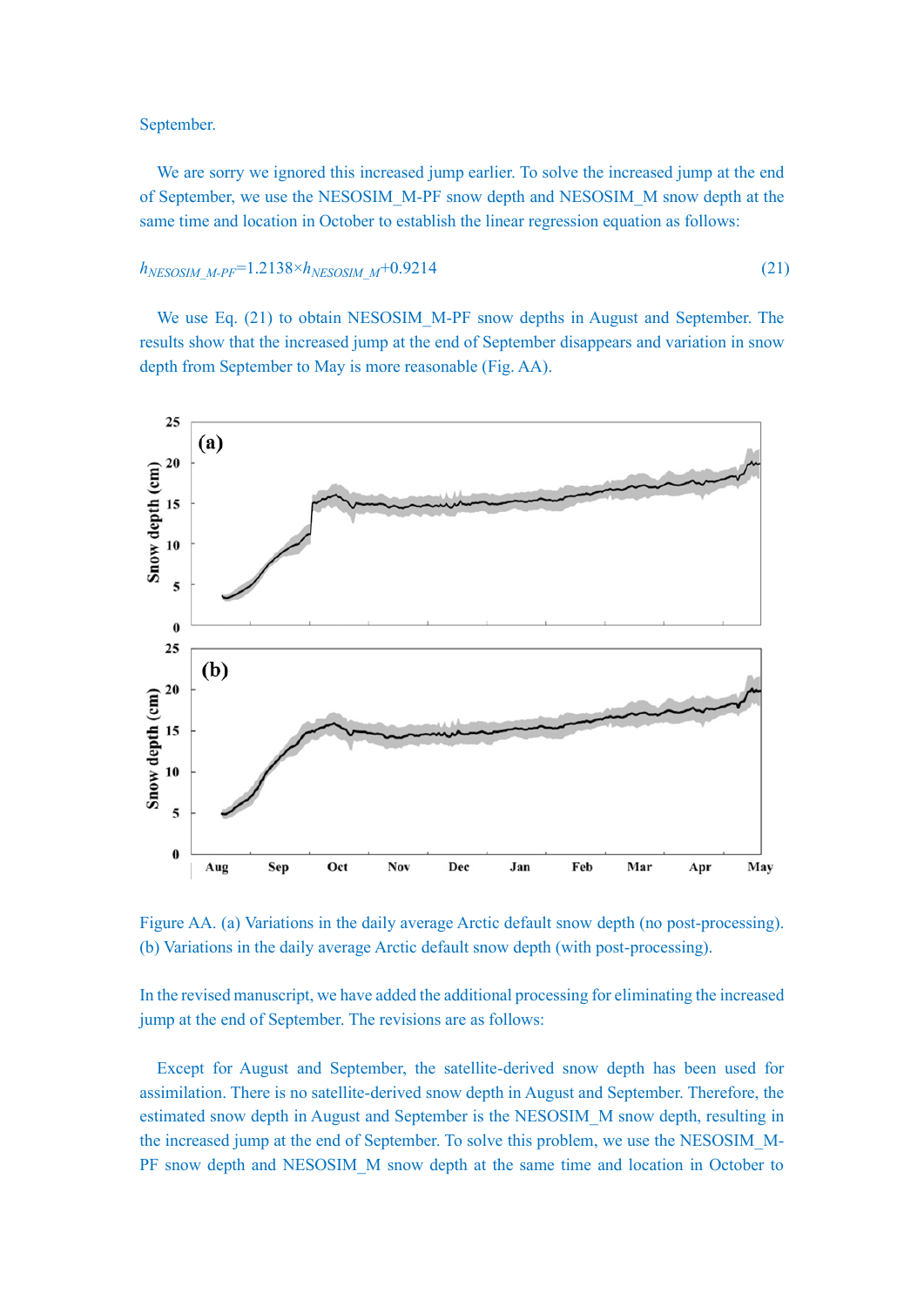September.

We are sorry we ignored this increased jump earlier. To solve the increased jump at the end of September, we use the NESOSIM_M-PF snow depth and NESOSIM_M snow depth at the same time and location in October to establish the linear regression equation as follows:

$$h_{NESOSIM\_M\text{-}PF}=1.2138\times h_{NESOSIM\_M}+0.9214 \tag{21}$$

We use Eq. (21) to obtain NESOSIM_M-PF snow depths in August and September. The results show that the increased jump at the end of September disappears and variation in snow depth from September to May is more reasonable (Fig. AA).

Figure AA. (a) Variations in the daily average Arctic default snow depth (no post-processing). (b) Variations in the daily average Arctic default snow depth (with post-processing).

In the revised manuscript, we have added the additional processing for eliminating the increased jump at the end of September. The revisions are as follows:

Except for August and September, the satellite-derived snow depth has been used for assimilation. There is no satellite-derived snow depth in August and September. Therefore, the estimated snow depth in August and September is the NESOSIM_M snow depth, resulting in the increased jump at the end of September. To solve this problem, we use the NESOSIM_M-PF snow depth and NESOSIM_M snow depth at the same time and location in October to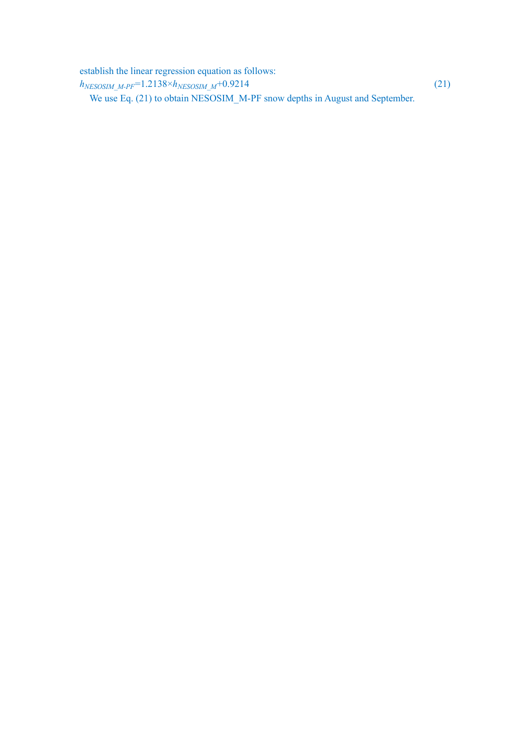establish the linear regression equation as follows:

$$h_{NESOSIM\_M\text{-}PF}=1.2138\times h_{NESOSIM\_M}+0.9214 \tag{21}$$

We use Eq. (21) to obtain NESOSIM_M-PF snow depths in August and September.